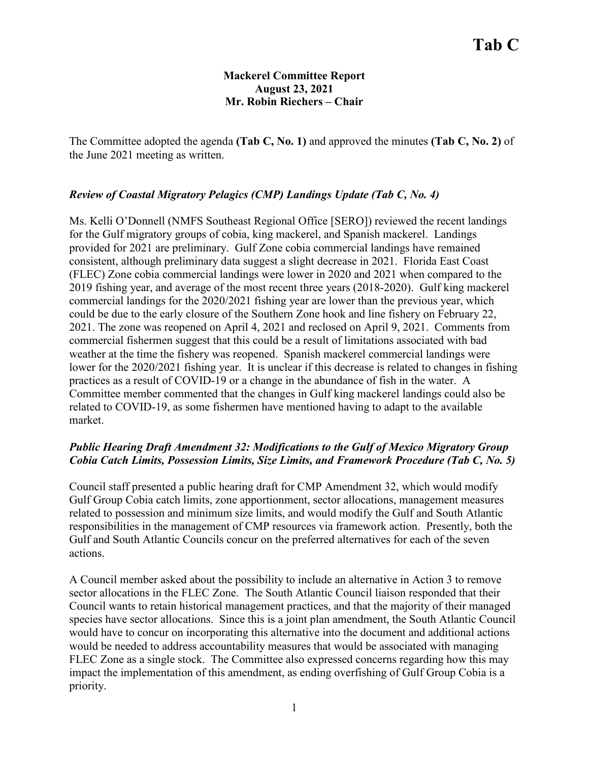# Tab C

**Mackerel Committee Report**
**August 23, 2021**
**Mr. Robin Riechers – Chair**

The Committee adopted the agenda **(Tab C, No. 1)** and approved the minutes **(Tab C, No. 2)** of the June 2021 meeting as written.

### *Review of Coastal Migratory Pelagics (CMP) Landings Update (Tab C, No. 4)*

Ms. Kelli O'Donnell (NMFS Southeast Regional Office [SERO]) reviewed the recent landings for the Gulf migratory groups of cobia, king mackerel, and Spanish mackerel. Landings provided for 2021 are preliminary. Gulf Zone cobia commercial landings have remained consistent, although preliminary data suggest a slight decrease in 2021. Florida East Coast (FLEC) Zone cobia commercial landings were lower in 2020 and 2021 when compared to the 2019 fishing year, and average of the most recent three years (2018-2020). Gulf king mackerel commercial landings for the 2020/2021 fishing year are lower than the previous year, which could be due to the early closure of the Southern Zone hook and line fishery on February 22, 2021. The zone was reopened on April 4, 2021 and reclosed on April 9, 2021. Comments from commercial fishermen suggest that this could be a result of limitations associated with bad weather at the time the fishery was reopened. Spanish mackerel commercial landings were lower for the 2020/2021 fishing year. It is unclear if this decrease is related to changes in fishing practices as a result of COVID-19 or a change in the abundance of fish in the water. A Committee member commented that the changes in Gulf king mackerel landings could also be related to COVID-19, as some fishermen have mentioned having to adapt to the available market.

### *Public Hearing Draft Amendment 32: Modifications to the Gulf of Mexico Migratory Group Cobia Catch Limits, Possession Limits, Size Limits, and Framework Procedure (Tab C, No. 5)*

Council staff presented a public hearing draft for CMP Amendment 32, which would modify Gulf Group Cobia catch limits, zone apportionment, sector allocations, management measures related to possession and minimum size limits, and would modify the Gulf and South Atlantic responsibilities in the management of CMP resources via framework action. Presently, both the Gulf and South Atlantic Councils concur on the preferred alternatives for each of the seven actions.

A Council member asked about the possibility to include an alternative in Action 3 to remove sector allocations in the FLEC Zone. The South Atlantic Council liaison responded that their Council wants to retain historical management practices, and that the majority of their managed species have sector allocations. Since this is a joint plan amendment, the South Atlantic Council would have to concur on incorporating this alternative into the document and additional actions would be needed to address accountability measures that would be associated with managing FLEC Zone as a single stock. The Committee also expressed concerns regarding how this may impact the implementation of this amendment, as ending overfishing of Gulf Group Cobia is a priority.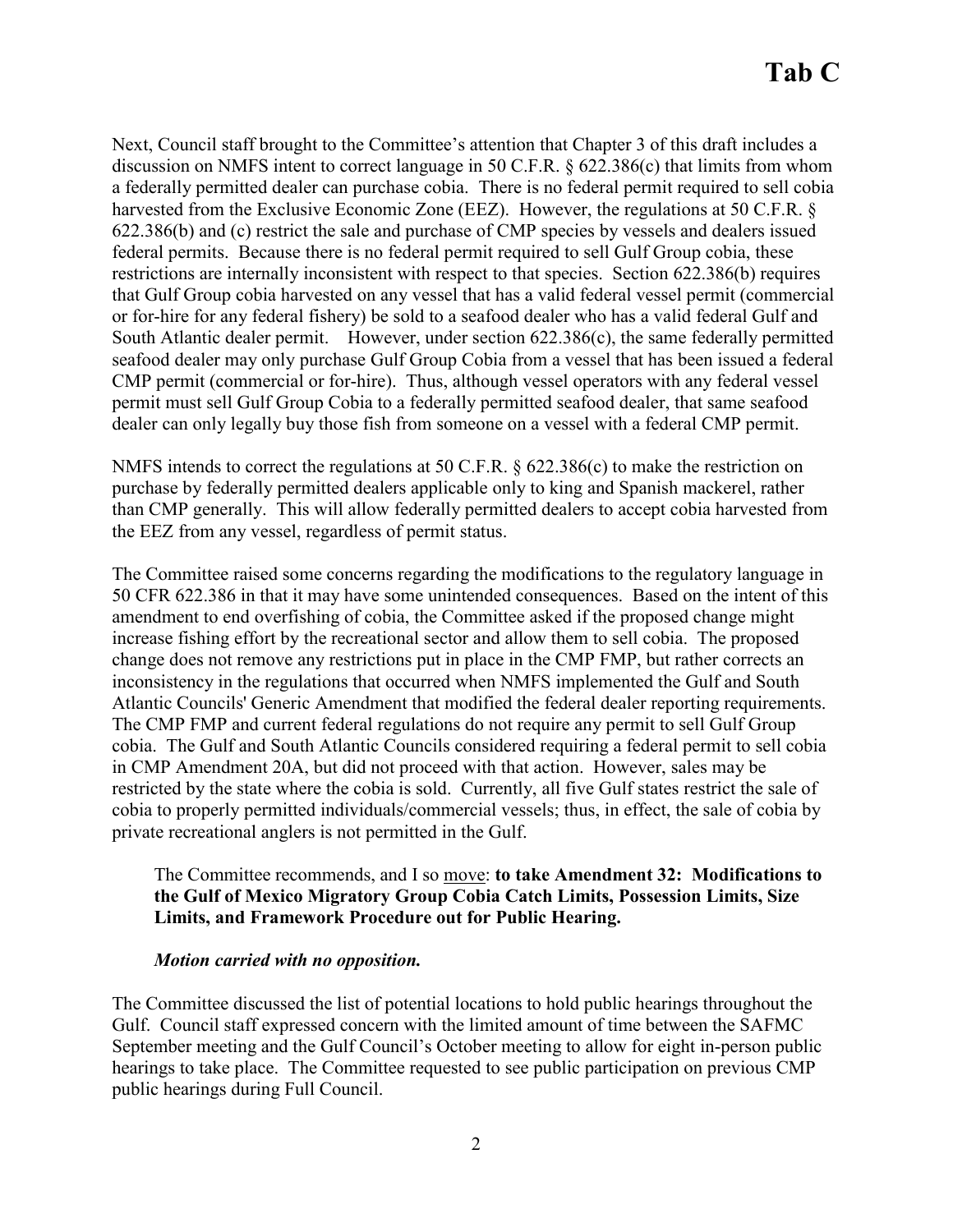Next, Council staff brought to the Committee's attention that Chapter 3 of this draft includes a discussion on NMFS intent to correct language in 50 C.F.R. § 622.386(c) that limits from whom a federally permitted dealer can purchase cobia. There is no federal permit required to sell cobia harvested from the Exclusive Economic Zone (EEZ). However, the regulations at 50 C.F.R. § 622.386(b) and (c) restrict the sale and purchase of CMP species by vessels and dealers issued federal permits. Because there is no federal permit required to sell Gulf Group cobia, these restrictions are internally inconsistent with respect to that species. Section 622.386(b) requires that Gulf Group cobia harvested on any vessel that has a valid federal vessel permit (commercial or for-hire for any federal fishery) be sold to a seafood dealer who has a valid federal Gulf and South Atlantic dealer permit. However, under section 622.386(c), the same federally permitted seafood dealer may only purchase Gulf Group Cobia from a vessel that has been issued a federal CMP permit (commercial or for-hire). Thus, although vessel operators with any federal vessel permit must sell Gulf Group Cobia to a federally permitted seafood dealer, that same seafood dealer can only legally buy those fish from someone on a vessel with a federal CMP permit.

NMFS intends to correct the regulations at 50 C.F.R. § 622.386(c) to make the restriction on purchase by federally permitted dealers applicable only to king and Spanish mackerel, rather than CMP generally. This will allow federally permitted dealers to accept cobia harvested from the EEZ from any vessel, regardless of permit status.

The Committee raised some concerns regarding the modifications to the regulatory language in 50 CFR 622.386 in that it may have some unintended consequences. Based on the intent of this amendment to end overfishing of cobia, the Committee asked if the proposed change might increase fishing effort by the recreational sector and allow them to sell cobia. The proposed change does not remove any restrictions put in place in the CMP FMP, but rather corrects an inconsistency in the regulations that occurred when NMFS implemented the Gulf and South Atlantic Councils' Generic Amendment that modified the federal dealer reporting requirements. The CMP FMP and current federal regulations do not require any permit to sell Gulf Group cobia. The Gulf and South Atlantic Councils considered requiring a federal permit to sell cobia in CMP Amendment 20A, but did not proceed with that action. However, sales may be restricted by the state where the cobia is sold. Currently, all five Gulf states restrict the sale of cobia to properly permitted individuals/commercial vessels; thus, in effect, the sale of cobia by private recreational anglers is not permitted in the Gulf.

> The Committee recommends, and I so move: **to take Amendment 32: Modifications to the Gulf of Mexico Migratory Group Cobia Catch Limits, Possession Limits, Size Limits, and Framework Procedure out for Public Hearing.**
>
> ***Motion carried with no opposition.***

The Committee discussed the list of potential locations to hold public hearings throughout the Gulf. Council staff expressed concern with the limited amount of time between the SAFMC September meeting and the Gulf Council's October meeting to allow for eight in-person public hearings to take place. The Committee requested to see public participation on previous CMP public hearings during Full Council.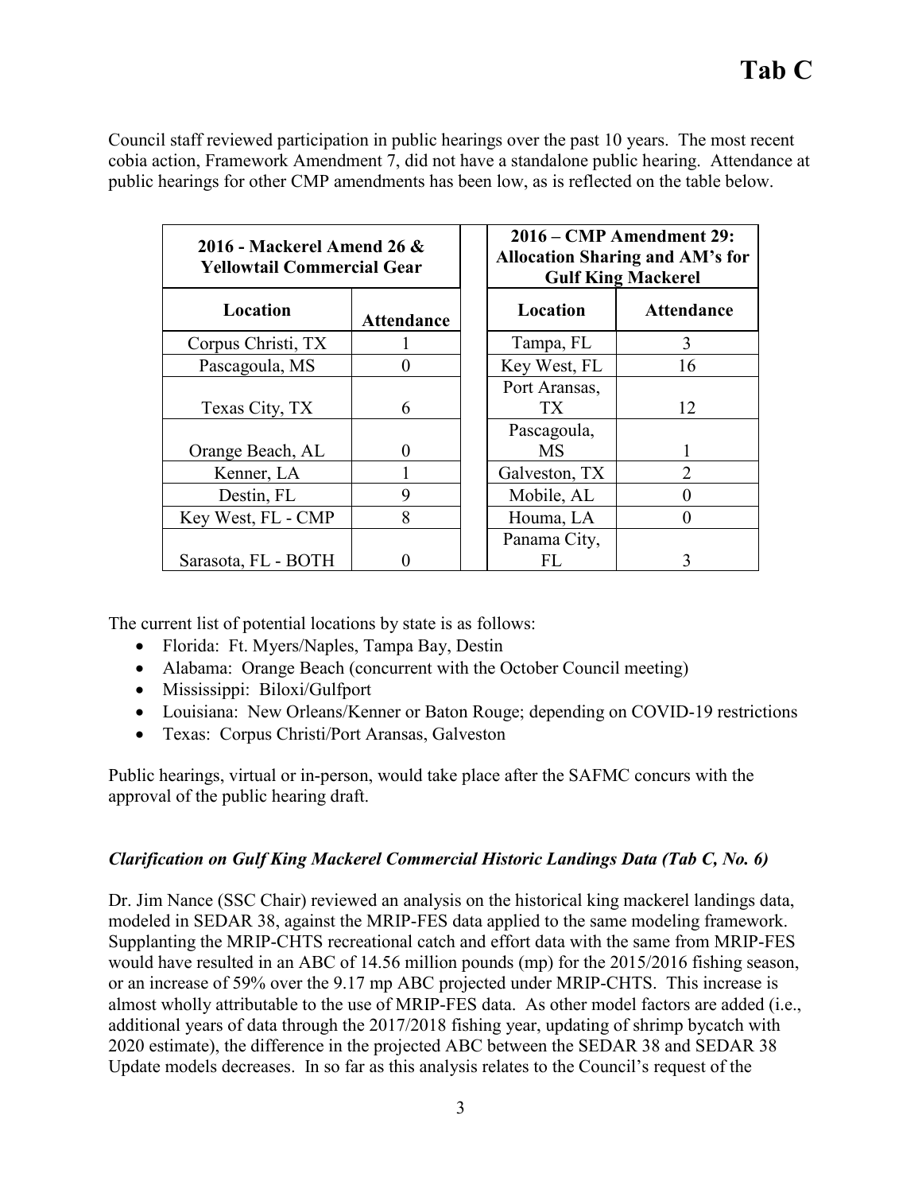Council staff reviewed participation in public hearings over the past 10 years. The most recent cobia action, Framework Amendment 7, did not have a standalone public hearing. Attendance at public hearings for other CMP amendments has been low, as is reflected on the table below.

| 2016 - Mackerel Amend 26 & Yellowtail Commercial Gear | |
|---|---|
| **Location** | **Attendance** |
| Corpus Christi, TX | 1 |
| Pascagoula, MS | 0 |
| Texas City, TX | 6 |
| Orange Beach, AL | 0 |
| Kenner, LA | 1 |
| Destin, FL | 9 |
| Key West, FL - CMP | 8 |
| Sarasota, FL - BOTH | 0 |

| 2016 – CMP Amendment 29: Allocation Sharing and AM's for Gulf King Mackerel | |
|---|---|
| **Location** | **Attendance** |
| Tampa, FL | 3 |
| Key West, FL | 16 |
| Port Aransas, TX | 12 |
| Pascagoula, MS | 1 |
| Galveston, TX | 2 |
| Mobile, AL | 0 |
| Houma, LA | 0 |
| Panama City, FL | 3 |

The current list of potential locations by state is as follows:

- Florida: Ft. Myers/Naples, Tampa Bay, Destin
- Alabama: Orange Beach (concurrent with the October Council meeting)
- Mississippi: Biloxi/Gulfport
- Louisiana: New Orleans/Kenner or Baton Rouge; depending on COVID-19 restrictions
- Texas: Corpus Christi/Port Aransas, Galveston

Public hearings, virtual or in-person, would take place after the SAFMC concurs with the approval of the public hearing draft.

### *Clarification on Gulf King Mackerel Commercial Historic Landings Data (Tab C, No. 6)*

Dr. Jim Nance (SSC Chair) reviewed an analysis on the historical king mackerel landings data, modeled in SEDAR 38, against the MRIP-FES data applied to the same modeling framework. Supplanting the MRIP-CHTS recreational catch and effort data with the same from MRIP-FES would have resulted in an ABC of 14.56 million pounds (mp) for the 2015/2016 fishing season, or an increase of 59% over the 9.17 mp ABC projected under MRIP-CHTS. This increase is almost wholly attributable to the use of MRIP-FES data. As other model factors are added (i.e., additional years of data through the 2017/2018 fishing year, updating of shrimp bycatch with 2020 estimate), the difference in the projected ABC between the SEDAR 38 and SEDAR 38 Update models decreases. In so far as this analysis relates to the Council's request of the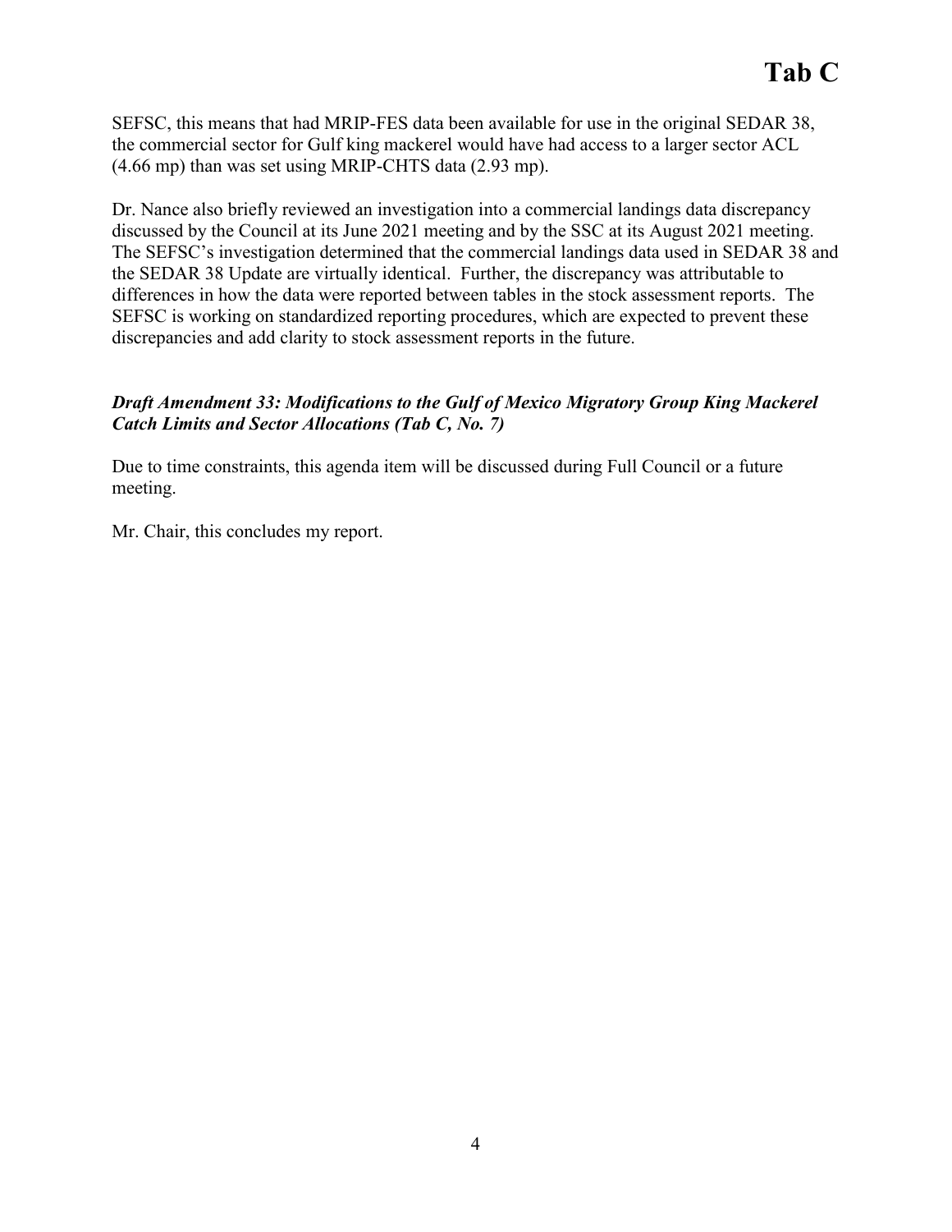SEFSC, this means that had MRIP-FES data been available for use in the original SEDAR 38, the commercial sector for Gulf king mackerel would have had access to a larger sector ACL (4.66 mp) than was set using MRIP-CHTS data (2.93 mp).

Dr. Nance also briefly reviewed an investigation into a commercial landings data discrepancy discussed by the Council at its June 2021 meeting and by the SSC at its August 2021 meeting. The SEFSC's investigation determined that the commercial landings data used in SEDAR 38 and the SEDAR 38 Update are virtually identical. Further, the discrepancy was attributable to differences in how the data were reported between tables in the stock assessment reports. The SEFSC is working on standardized reporting procedures, which are expected to prevent these discrepancies and add clarity to stock assessment reports in the future.

***Draft Amendment 33: Modifications to the Gulf of Mexico Migratory Group King Mackerel Catch Limits and Sector Allocations (Tab C, No. 7)***

Due to time constraints, this agenda item will be discussed during Full Council or a future meeting.

Mr. Chair, this concludes my report.